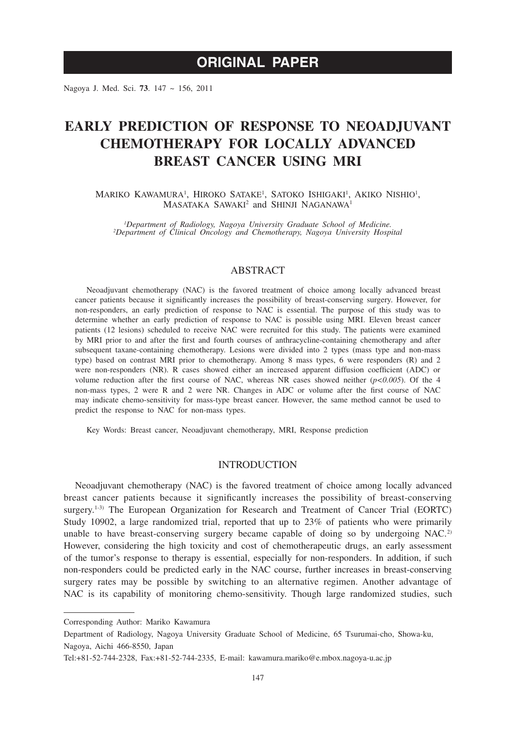ORIGINAL PAPER

Nagoya J. Med. Sci. **73**. 147 ~ 156, 2011

# EARLY PREDICTION OF RESPONSE TO NEOADJUVANT CHEMOTHERAPY FOR LOCALLY ADVANCED BREAST CANCER USING MRI

Mariko Kawamura[1], Hiroko Satake[1], Satoko Ishigaki[1], Akiko Nishio[1], Masataka Sawaki[2] and Shinji Naganawa[1]

[1]*Department of Radiology, Nagoya University Graduate School of Medicine.*
[2]*Department of Clinical Oncology and Chemotherapy, Nagoya University Hospital*

## ABSTRACT

Neoadjuvant chemotherapy (NAC) is the favored treatment of choice among locally advanced breast cancer patients because it significantly increases the possibility of breast-conserving surgery. However, for non-responders, an early prediction of response to NAC is essential. The purpose of this study was to determine whether an early prediction of response to NAC is possible using MRI. Eleven breast cancer patients (12 lesions) scheduled to receive NAC were recruited for this study. The patients were examined by MRI prior to and after the first and fourth courses of anthracycline-containing chemotherapy and after subsequent taxane-containing chemotherapy. Lesions were divided into 2 types (mass type and non-mass type) based on contrast MRI prior to chemotherapy. Among 8 mass types, 6 were responders (R) and 2 were non-responders (NR). R cases showed either an increased apparent diffusion coefficient (ADC) or volume reduction after the first course of NAC, whereas NR cases showed neither ($p<0.005$). Of the 4 non-mass types, 2 were R and 2 were NR. Changes in ADC or volume after the first course of NAC may indicate chemo-sensitivity for mass-type breast cancer. However, the same method cannot be used to predict the response to NAC for non-mass types.

Key Words: Breast cancer, Neoadjuvant chemotherapy, MRI, Response prediction

## INTRODUCTION

Neoadjuvant chemotherapy (NAC) is the favored treatment of choice among locally advanced breast cancer patients because it significantly increases the possibility of breast-conserving surgery.[1-3] The European Organization for Research and Treatment of Cancer Trial (EORTC) Study 10902, a large randomized trial, reported that up to 23% of patients who were primarily unable to have breast-conserving surgery became capable of doing so by undergoing NAC.[2] However, considering the high toxicity and cost of chemotherapeutic drugs, an early assessment of the tumor's response to therapy is essential, especially for non-responders. In addition, if such non-responders could be predicted early in the NAC course, further increases in breast-conserving surgery rates may be possible by switching to an alternative regimen. Another advantage of NAC is its capability of monitoring chemo-sensitivity. Though large randomized studies, such

---

Corresponding Author: Mariko Kawamura

Department of Radiology, Nagoya University Graduate School of Medicine, 65 Tsurumai-cho, Showa-ku, Nagoya, Aichi 466-8550, Japan

Tel:+81-52-744-2328, Fax:+81-52-744-2335, E-mail: kawamura.mariko@e.mbox.nagoya-u.ac.jp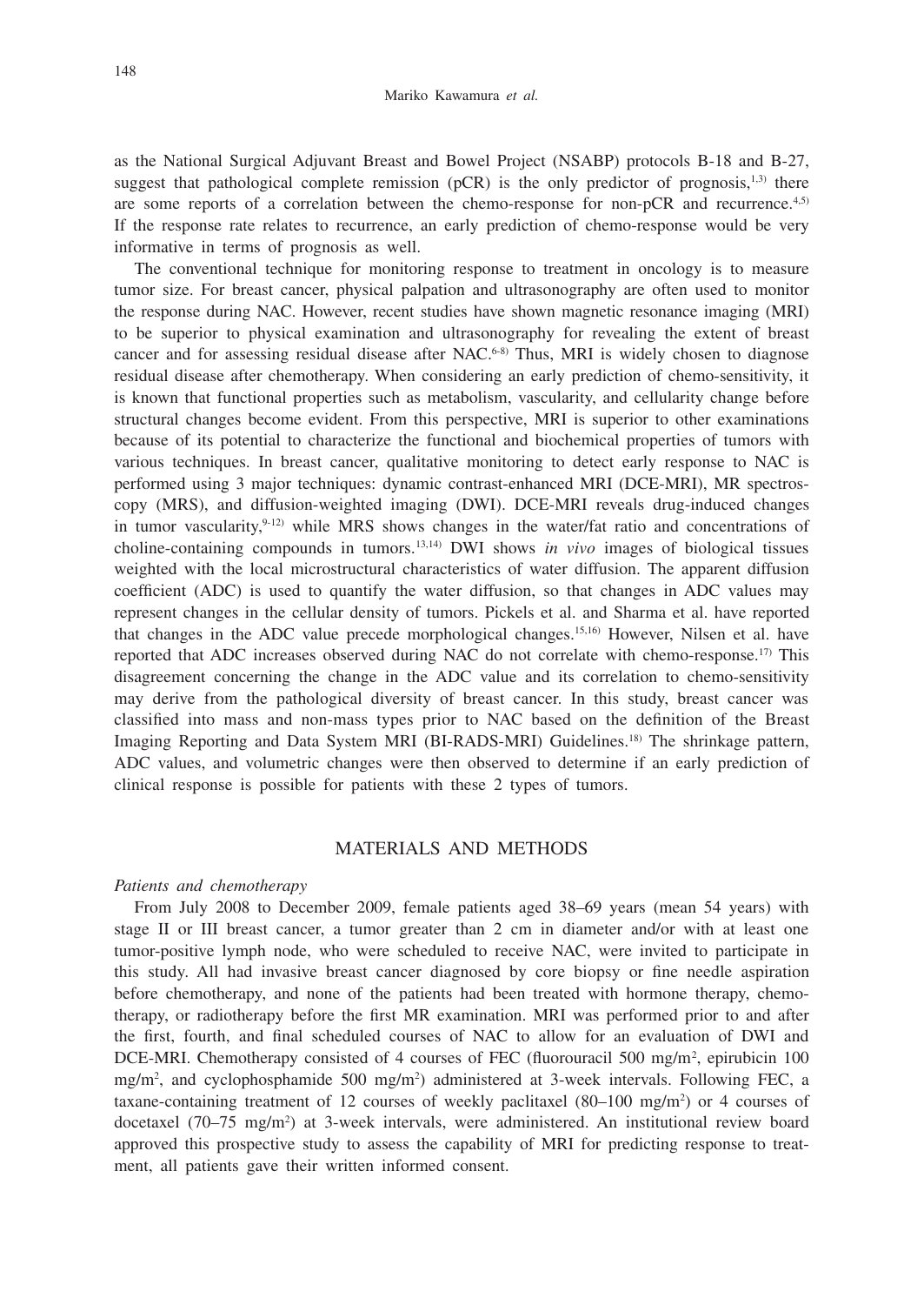as the National Surgical Adjuvant Breast and Bowel Project (NSABP) protocols B-18 and B-27, suggest that pathological complete remission (pCR) is the only predictor of prognosis,[1,3] there are some reports of a correlation between the chemo-response for non-pCR and recurrence.[4,5] If the response rate relates to recurrence, an early prediction of chemo-response would be very informative in terms of prognosis as well.

The conventional technique for monitoring response to treatment in oncology is to measure tumor size. For breast cancer, physical palpation and ultrasonography are often used to monitor the response during NAC. However, recent studies have shown magnetic resonance imaging (MRI) to be superior to physical examination and ultrasonography for revealing the extent of breast cancer and for assessing residual disease after NAC.[6-8] Thus, MRI is widely chosen to diagnose residual disease after chemotherapy. When considering an early prediction of chemo-sensitivity, it is known that functional properties such as metabolism, vascularity, and cellularity change before structural changes become evident. From this perspective, MRI is superior to other examinations because of its potential to characterize the functional and biochemical properties of tumors with various techniques. In breast cancer, qualitative monitoring to detect early response to NAC is performed using 3 major techniques: dynamic contrast-enhanced MRI (DCE-MRI), MR spectroscopy (MRS), and diffusion-weighted imaging (DWI). DCE-MRI reveals drug-induced changes in tumor vascularity,[9-12] while MRS shows changes in the water/fat ratio and concentrations of choline-containing compounds in tumors.[13,14] DWI shows *in vivo* images of biological tissues weighted with the local microstructural characteristics of water diffusion. The apparent diffusion coefficient (ADC) is used to quantify the water diffusion, so that changes in ADC values may represent changes in the cellular density of tumors. Pickels et al. and Sharma et al. have reported that changes in the ADC value precede morphological changes.[15,16] However, Nilsen et al. have reported that ADC increases observed during NAC do not correlate with chemo-response.[17] This disagreement concerning the change in the ADC value and its correlation to chemo-sensitivity may derive from the pathological diversity of breast cancer. In this study, breast cancer was classified into mass and non-mass types prior to NAC based on the definition of the Breast Imaging Reporting and Data System MRI (BI-RADS-MRI) Guidelines.[18] The shrinkage pattern, ADC values, and volumetric changes were then observed to determine if an early prediction of clinical response is possible for patients with these 2 types of tumors.

## MATERIALS AND METHODS

### *Patients and chemotherapy*

From July 2008 to December 2009, female patients aged 38–69 years (mean 54 years) with stage II or III breast cancer, a tumor greater than 2 cm in diameter and/or with at least one tumor-positive lymph node, who were scheduled to receive NAC, were invited to participate in this study. All had invasive breast cancer diagnosed by core biopsy or fine needle aspiration before chemotherapy, and none of the patients had been treated with hormone therapy, chemotherapy, or radiotherapy before the first MR examination. MRI was performed prior to and after the first, fourth, and final scheduled courses of NAC to allow for an evaluation of DWI and DCE-MRI. Chemotherapy consisted of 4 courses of FEC (fluorouracil 500 mg/m$^2$, epirubicin 100 mg/m$^2$, and cyclophosphamide 500 mg/m$^2$) administered at 3-week intervals. Following FEC, a taxane-containing treatment of 12 courses of weekly paclitaxel (80–100 mg/m$^2$) or 4 courses of docetaxel (70–75 mg/m$^2$) at 3-week intervals, were administered. An institutional review board approved this prospective study to assess the capability of MRI for predicting response to treatment, all patients gave their written informed consent.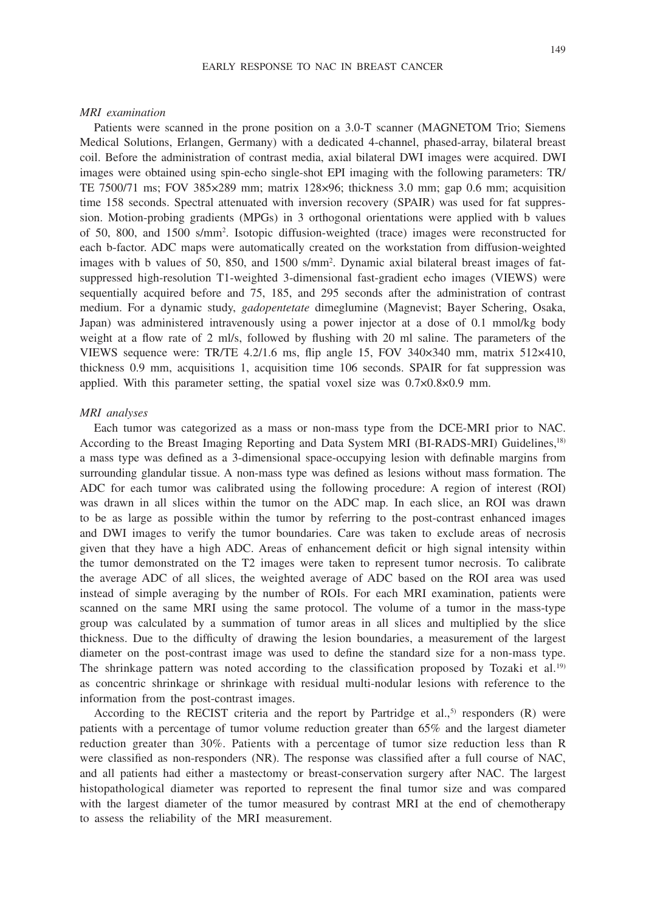*MRI examination*

Patients were scanned in the prone position on a 3.0-T scanner (MAGNETOM Trio; Siemens Medical Solutions, Erlangen, Germany) with a dedicated 4-channel, phased-array, bilateral breast coil. Before the administration of contrast media, axial bilateral DWI images were acquired. DWI images were obtained using spin-echo single-shot EPI imaging with the following parameters: TR/TE 7500/71 ms; FOV 385×289 mm; matrix 128×96; thickness 3.0 mm; gap 0.6 mm; acquisition time 158 seconds. Spectral attenuated with inversion recovery (SPAIR) was used for fat suppression. Motion-probing gradients (MPGs) in 3 orthogonal orientations were applied with b values of 50, 800, and 1500 s/mm$^2$. Isotopic diffusion-weighted (trace) images were reconstructed for each b-factor. ADC maps were automatically created on the workstation from diffusion-weighted images with b values of 50, 850, and 1500 s/mm$^2$. Dynamic axial bilateral breast images of fat-suppressed high-resolution T1-weighted 3-dimensional fast-gradient echo images (VIEWS) were sequentially acquired before and 75, 185, and 295 seconds after the administration of contrast medium. For a dynamic study, *gadopentetate* dimeglumine (Magnevist; Bayer Schering, Osaka, Japan) was administered intravenously using a power injector at a dose of 0.1 mmol/kg body weight at a flow rate of 2 ml/s, followed by flushing with 20 ml saline. The parameters of the VIEWS sequence were: TR/TE 4.2/1.6 ms, flip angle 15, FOV 340×340 mm, matrix 512×410, thickness 0.9 mm, acquisitions 1, acquisition time 106 seconds. SPAIR for fat suppression was applied. With this parameter setting, the spatial voxel size was 0.7×0.8×0.9 mm.

*MRI analyses*

Each tumor was categorized as a mass or non-mass type from the DCE-MRI prior to NAC. According to the Breast Imaging Reporting and Data System MRI (BI-RADS-MRI) Guidelines,[18] a mass type was defined as a 3-dimensional space-occupying lesion with definable margins from surrounding glandular tissue. A non-mass type was defined as lesions without mass formation. The ADC for each tumor was calibrated using the following procedure: A region of interest (ROI) was drawn in all slices within the tumor on the ADC map. In each slice, an ROI was drawn to be as large as possible within the tumor by referring to the post-contrast enhanced images and DWI images to verify the tumor boundaries. Care was taken to exclude areas of necrosis given that they have a high ADC. Areas of enhancement deficit or high signal intensity within the tumor demonstrated on the T2 images were taken to represent tumor necrosis. To calibrate the average ADC of all slices, the weighted average of ADC based on the ROI area was used instead of simple averaging by the number of ROIs. For each MRI examination, patients were scanned on the same MRI using the same protocol. The volume of a tumor in the mass-type group was calculated by a summation of tumor areas in all slices and multiplied by the slice thickness. Due to the difficulty of drawing the lesion boundaries, a measurement of the largest diameter on the post-contrast image was used to define the standard size for a non-mass type. The shrinkage pattern was noted according to the classification proposed by Tozaki et al.[19] as concentric shrinkage or shrinkage with residual multi-nodular lesions with reference to the information from the post-contrast images.

According to the RECIST criteria and the report by Partridge et al.,[5] responders (R) were patients with a percentage of tumor volume reduction greater than 65% and the largest diameter reduction greater than 30%. Patients with a percentage of tumor size reduction less than R were classified as non-responders (NR). The response was classified after a full course of NAC, and all patients had either a mastectomy or breast-conservation surgery after NAC. The largest histopathological diameter was reported to represent the final tumor size and was compared with the largest diameter of the tumor measured by contrast MRI at the end of chemotherapy to assess the reliability of the MRI measurement.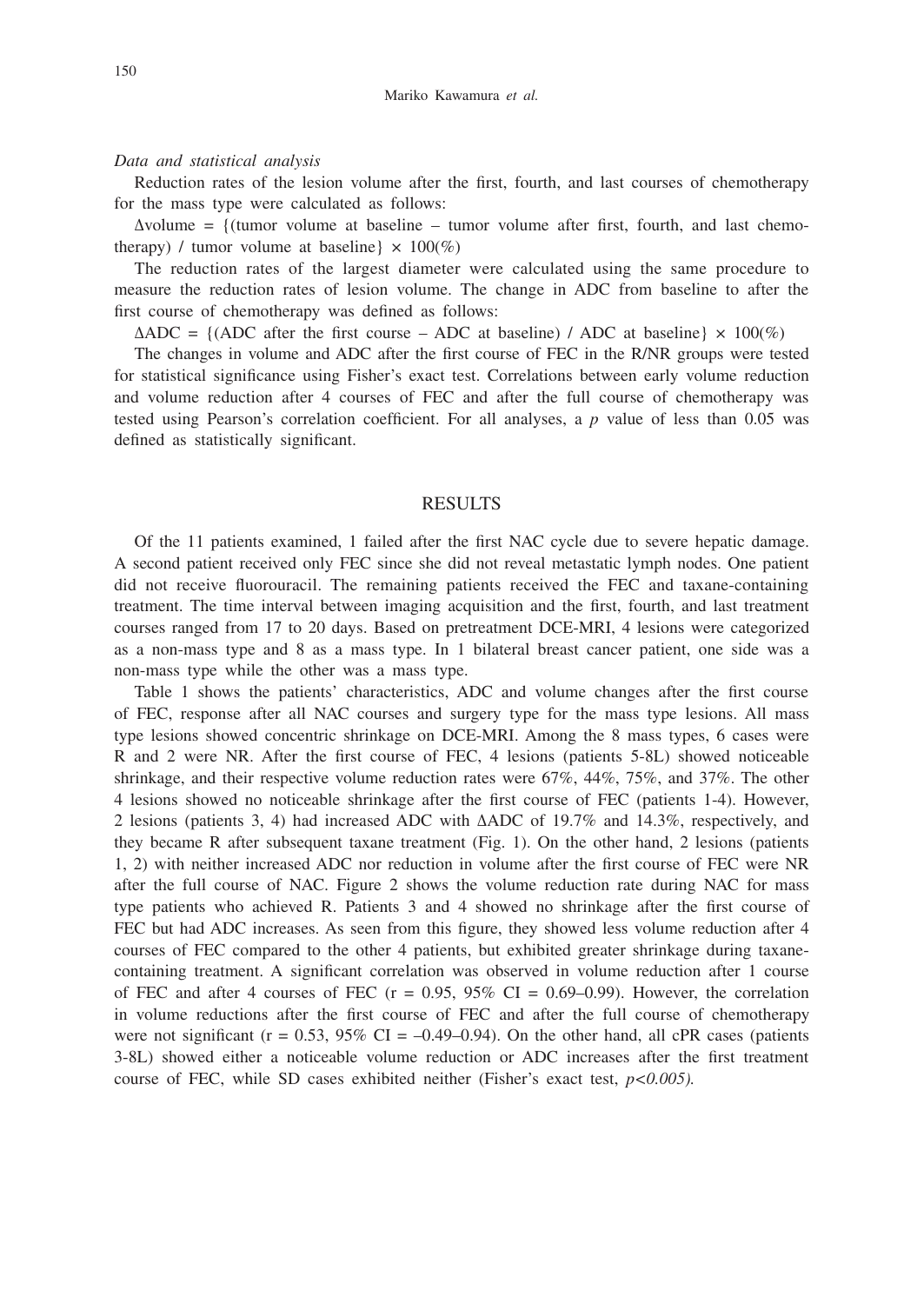*Data and statistical analysis*

Reduction rates of the lesion volume after the first, fourth, and last courses of chemotherapy for the mass type were calculated as follows:

$\Delta$volume = {(tumor volume at baseline – tumor volume after first, fourth, and last chemotherapy) / tumor volume at baseline} × 100(%)

The reduction rates of the largest diameter were calculated using the same procedure to measure the reduction rates of lesion volume. The change in ADC from baseline to after the first course of chemotherapy was defined as follows:

$\Delta$ADC = {(ADC after the first course – ADC at baseline) / ADC at baseline} × 100(%)

The changes in volume and ADC after the first course of FEC in the R/NR groups were tested for statistical significance using Fisher's exact test. Correlations between early volume reduction and volume reduction after 4 courses of FEC and after the full course of chemotherapy was tested using Pearson's correlation coefficient. For all analyses, a $p$ value of less than 0.05 was defined as statistically significant.

## RESULTS

Of the 11 patients examined, 1 failed after the first NAC cycle due to severe hepatic damage. A second patient received only FEC since she did not reveal metastatic lymph nodes. One patient did not receive fluorouracil. The remaining patients received the FEC and taxane-containing treatment. The time interval between imaging acquisition and the first, fourth, and last treatment courses ranged from 17 to 20 days. Based on pretreatment DCE-MRI, 4 lesions were categorized as a non-mass type and 8 as a mass type. In 1 bilateral breast cancer patient, one side was a non-mass type while the other was a mass type.

Table 1 shows the patients' characteristics, ADC and volume changes after the first course of FEC, response after all NAC courses and surgery type for the mass type lesions. All mass type lesions showed concentric shrinkage on DCE-MRI. Among the 8 mass types, 6 cases were R and 2 were NR. After the first course of FEC, 4 lesions (patients 5-8L) showed noticeable shrinkage, and their respective volume reduction rates were 67%, 44%, 75%, and 37%. The other 4 lesions showed no noticeable shrinkage after the first course of FEC (patients 1-4). However, 2 lesions (patients 3, 4) had increased ADC with $\Delta$ADC of 19.7% and 14.3%, respectively, and they became R after subsequent taxane treatment (Fig. 1). On the other hand, 2 lesions (patients 1, 2) with neither increased ADC nor reduction in volume after the first course of FEC were NR after the full course of NAC. Figure 2 shows the volume reduction rate during NAC for mass type patients who achieved R. Patients 3 and 4 showed no shrinkage after the first course of FEC but had ADC increases. As seen from this figure, they showed less volume reduction after 4 courses of FEC compared to the other 4 patients, but exhibited greater shrinkage during taxane-containing treatment. A significant correlation was observed in volume reduction after 1 course of FEC and after 4 courses of FEC ($r = 0.95$, 95% CI = 0.69–0.99). However, the correlation in volume reductions after the first course of FEC and after the full course of chemotherapy were not significant ($r = 0.53$, 95% CI = –0.49–0.94). On the other hand, all cPR cases (patients 3-8L) showed either a noticeable volume reduction or ADC increases after the first treatment course of FEC, while SD cases exhibited neither (Fisher's exact test, $p<0.005$).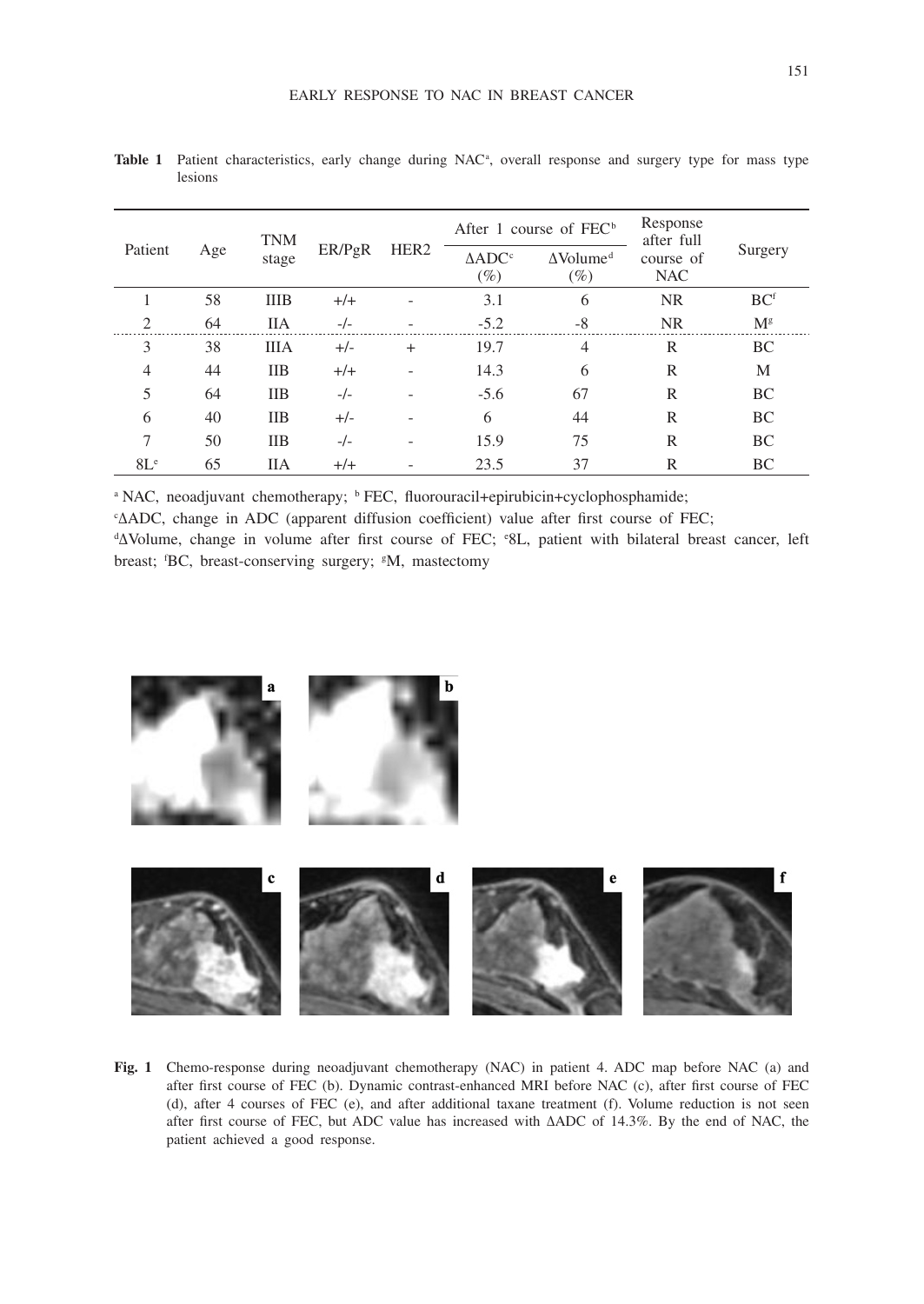**Table 1** Patient characteristics, early change during NAC[a], overall response and surgery type for mass type lesions

| Patient | Age | TNM stage | ER/PgR | HER2 | After 1 course of FEC[b] | | Response after full course of NAC | Surgery |
|---|---|---|---|---|---|---|---|---|
| | | | | | ΔADC[c] (%) | ΔVolume[d] (%) | | |
| 1 | 58 | IIIB | +/+ | - | 3.1 | 6 | NR | BC[f] |
| 2 | 64 | IIA | -/- | - | -5.2 | -8 | NR | M[g] |
| 3 | 38 | IIIA | +/- | + | 19.7 | 4 | R | BC |
| 4 | 44 | IIB | +/+ | - | 14.3 | 6 | R | M |
| 5 | 64 | IIB | -/- | - | -5.6 | 67 | R | BC |
| 6 | 40 | IIB | +/- | - | 6 | 44 | R | BC |
| 7 | 50 | IIB | -/- | - | 15.9 | 75 | R | BC |
| 8L[e] | 65 | IIA | +/+ | - | 23.5 | 37 | R | BC |

[a] NAC, neoadjuvant chemotherapy; [b] FEC, fluorouracil+epirubicin+cyclophosphamide;
[c]ΔADC, change in ADC (apparent diffusion coefficient) value after first course of FEC;
[d]ΔVolume, change in volume after first course of FEC; [e]8L, patient with bilateral breast cancer, left breast; [f]BC, breast-conserving surgery; [g]M, mastectomy

**Fig. 1** Chemo-response during neoadjuvant chemotherapy (NAC) in patient 4. ADC map before NAC (a) and after first course of FEC (b). Dynamic contrast-enhanced MRI before NAC (c), after first course of FEC (d), after 4 courses of FEC (e), and after additional taxane treatment (f). Volume reduction is not seen after first course of FEC, but ADC value has increased with ΔADC of 14.3%. By the end of NAC, the patient achieved a good response.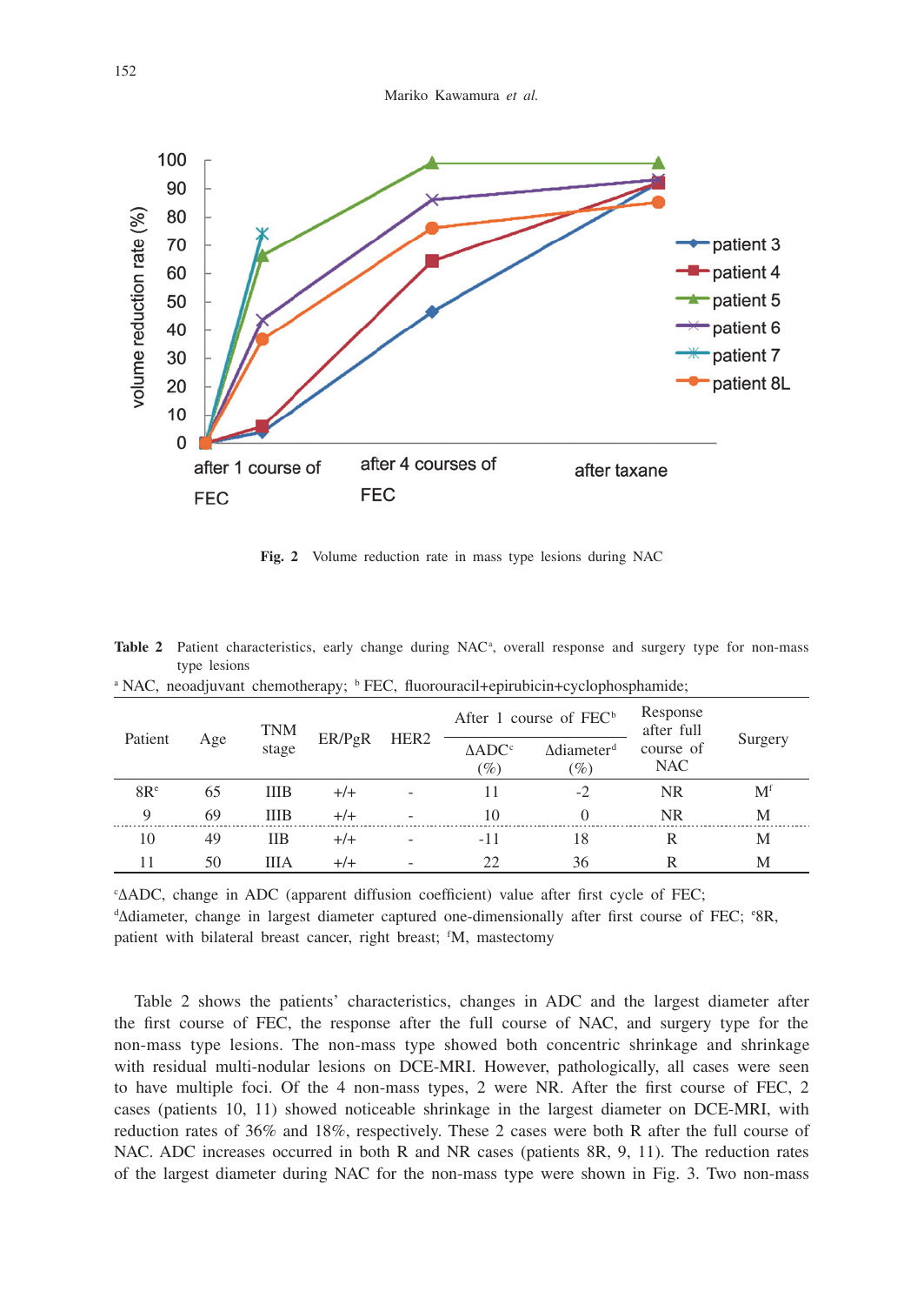**Fig. 2** Volume reduction rate in mass type lesions during NAC

**Table 2** Patient characteristics, early change during NAC[a], overall response and surgery type for non-mass type lesions

[a] NAC, neoadjuvant chemotherapy; [b] FEC, fluorouracil+epirubicin+cyclophosphamide;

| Patient | Age | TNM stage | ER/PgR | HER2 | After 1 course of FEC[b] | | Response after full course of NAC | Surgery |
|---|---|---|---|---|---|---|---|---|
| | | | | | ΔADC[c] (%) | Δdiameter[d] (%) | | |
| 8R[e] | 65 | IIIB | +/+ | - | 11 | -2 | NR | M[f] |
| 9 | 69 | IIIB | +/+ | - | 10 | 0 | NR | M |
| 10 | 49 | IIB | +/+ | - | -11 | 18 | R | M |
| 11 | 50 | IIIA | +/+ | - | 22 | 36 | R | M |

[c]ΔADC, change in ADC (apparent diffusion coefficient) value after first cycle of FEC; [d]Δdiameter, change in largest diameter captured one-dimensionally after first course of FEC; [e]8R, patient with bilateral breast cancer, right breast; [f]M, mastectomy

Table 2 shows the patients' characteristics, changes in ADC and the largest diameter after the first course of FEC, the response after the full course of NAC, and surgery type for the non-mass type lesions. The non-mass type showed both concentric shrinkage and shrinkage with residual multi-nodular lesions on DCE-MRI. However, pathologically, all cases were seen to have multiple foci. Of the 4 non-mass types, 2 were NR. After the first course of FEC, 2 cases (patients 10, 11) showed noticeable shrinkage in the largest diameter on DCE-MRI, with reduction rates of 36% and 18%, respectively. These 2 cases were both R after the full course of NAC. ADC increases occurred in both R and NR cases (patients 8R, 9, 11). The reduction rates of the largest diameter during NAC for the non-mass type were shown in Fig. 3. Two non-mass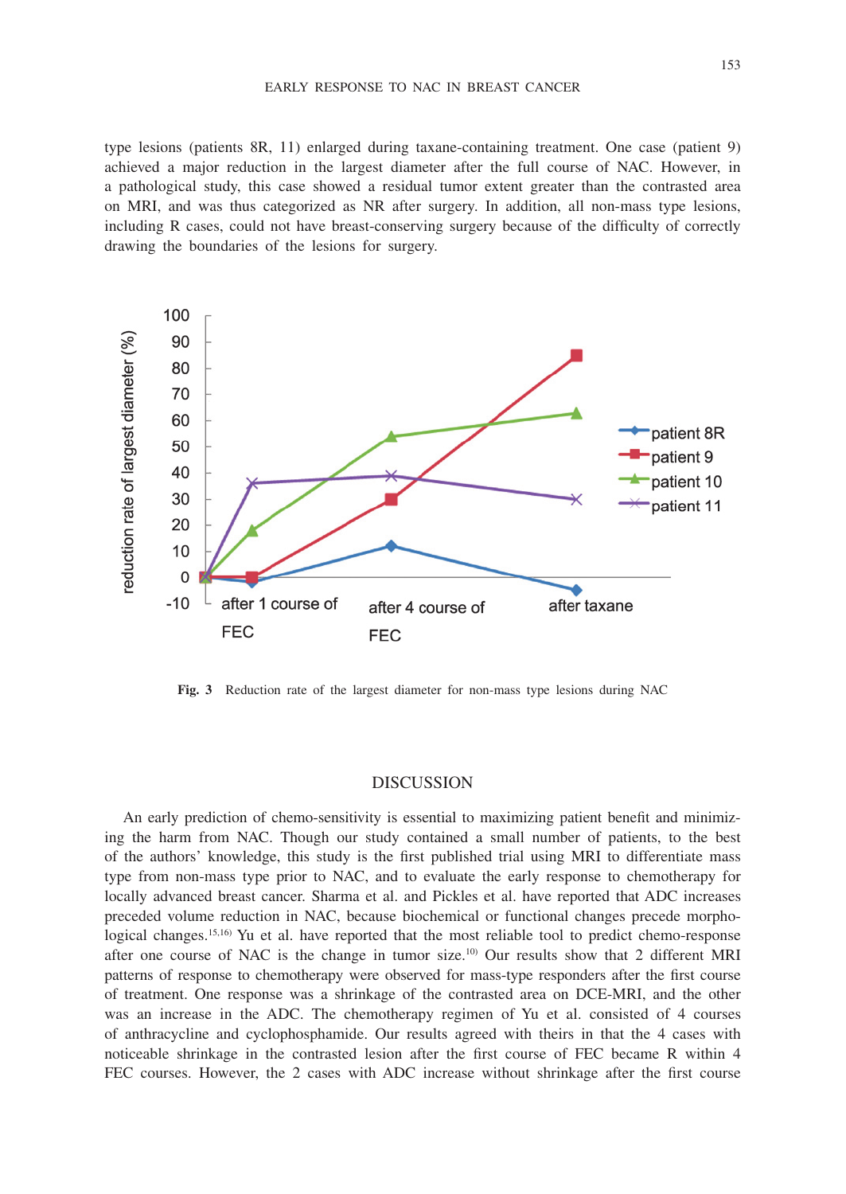type lesions (patients 8R, 11) enlarged during taxane-containing treatment. One case (patient 9) achieved a major reduction in the largest diameter after the full course of NAC. However, in a pathological study, this case showed a residual tumor extent greater than the contrasted area on MRI, and was thus categorized as NR after surgery. In addition, all non-mass type lesions, including R cases, could not have breast-conserving surgery because of the difficulty of correctly drawing the boundaries of the lesions for surgery.

**Fig. 3** Reduction rate of the largest diameter for non-mass type lesions during NAC

## DISCUSSION

An early prediction of chemo-sensitivity is essential to maximizing patient benefit and minimizing the harm from NAC. Though our study contained a small number of patients, to the best of the authors' knowledge, this study is the first published trial using MRI to differentiate mass type from non-mass type prior to NAC, and to evaluate the early response to chemotherapy for locally advanced breast cancer. Sharma et al. and Pickles et al. have reported that ADC increases preceded volume reduction in NAC, because biochemical or functional changes precede morphological changes.[15,16] Yu et al. have reported that the most reliable tool to predict chemo-response after one course of NAC is the change in tumor size.[10] Our results show that 2 different MRI patterns of response to chemotherapy were observed for mass-type responders after the first course of treatment. One response was a shrinkage of the contrasted area on DCE-MRI, and the other was an increase in the ADC. The chemotherapy regimen of Yu et al. consisted of 4 courses of anthracycline and cyclophosphamide. Our results agreed with theirs in that the 4 cases with noticeable shrinkage in the contrasted lesion after the first course of FEC became R within 4 FEC courses. However, the 2 cases with ADC increase without shrinkage after the first course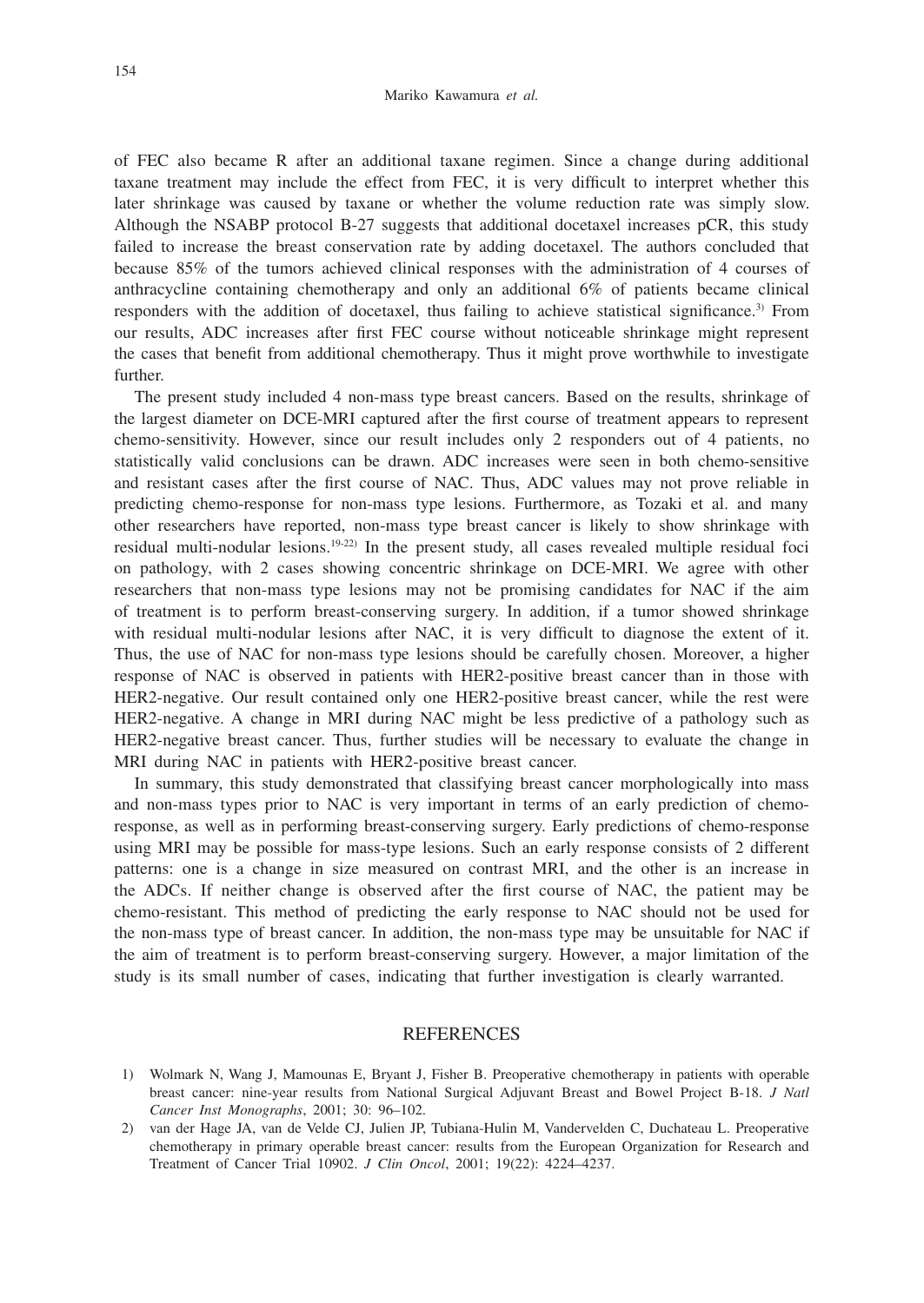of FEC also became R after an additional taxane regimen. Since a change during additional taxane treatment may include the effect from FEC, it is very difficult to interpret whether this later shrinkage was caused by taxane or whether the volume reduction rate was simply slow. Although the NSABP protocol B-27 suggests that additional docetaxel increases pCR, this study failed to increase the breast conservation rate by adding docetaxel. The authors concluded that because 85% of the tumors achieved clinical responses with the administration of 4 courses of anthracycline containing chemotherapy and only an additional 6% of patients became clinical responders with the addition of docetaxel, thus failing to achieve statistical significance.[3] From our results, ADC increases after first FEC course without noticeable shrinkage might represent the cases that benefit from additional chemotherapy. Thus it might prove worthwhile to investigate further.

The present study included 4 non-mass type breast cancers. Based on the results, shrinkage of the largest diameter on DCE-MRI captured after the first course of treatment appears to represent chemo-sensitivity. However, since our result includes only 2 responders out of 4 patients, no statistically valid conclusions can be drawn. ADC increases were seen in both chemo-sensitive and resistant cases after the first course of NAC. Thus, ADC values may not prove reliable in predicting chemo-response for non-mass type lesions. Furthermore, as Tozaki et al. and many other researchers have reported, non-mass type breast cancer is likely to show shrinkage with residual multi-nodular lesions.[19-22] In the present study, all cases revealed multiple residual foci on pathology, with 2 cases showing concentric shrinkage on DCE-MRI. We agree with other researchers that non-mass type lesions may not be promising candidates for NAC if the aim of treatment is to perform breast-conserving surgery. In addition, if a tumor showed shrinkage with residual multi-nodular lesions after NAC, it is very difficult to diagnose the extent of it. Thus, the use of NAC for non-mass type lesions should be carefully chosen. Moreover, a higher response of NAC is observed in patients with HER2-positive breast cancer than in those with HER2-negative. Our result contained only one HER2-positive breast cancer, while the rest were HER2-negative. A change in MRI during NAC might be less predictive of a pathology such as HER2-negative breast cancer. Thus, further studies will be necessary to evaluate the change in MRI during NAC in patients with HER2-positive breast cancer.

In summary, this study demonstrated that classifying breast cancer morphologically into mass and non-mass types prior to NAC is very important in terms of an early prediction of chemo-response, as well as in performing breast-conserving surgery. Early predictions of chemo-response using MRI may be possible for mass-type lesions. Such an early response consists of 2 different patterns: one is a change in size measured on contrast MRI, and the other is an increase in the ADCs. If neither change is observed after the first course of NAC, the patient may be chemo-resistant. This method of predicting the early response to NAC should not be used for the non-mass type of breast cancer. In addition, the non-mass type may be unsuitable for NAC if the aim of treatment is to perform breast-conserving surgery. However, a major limitation of the study is its small number of cases, indicating that further investigation is clearly warranted.

## REFERENCES

1) Wolmark N, Wang J, Mamounas E, Bryant J, Fisher B. Preoperative chemotherapy in patients with operable breast cancer: nine-year results from National Surgical Adjuvant Breast and Bowel Project B-18. *J Natl Cancer Inst Monographs*, 2001; 30: 96–102.
2) van der Hage JA, van de Velde CJ, Julien JP, Tubiana-Hulin M, Vandervelden C, Duchateau L. Preoperative chemotherapy in primary operable breast cancer: results from the European Organization for Research and Treatment of Cancer Trial 10902. *J Clin Oncol*, 2001; 19(22): 4224–4237.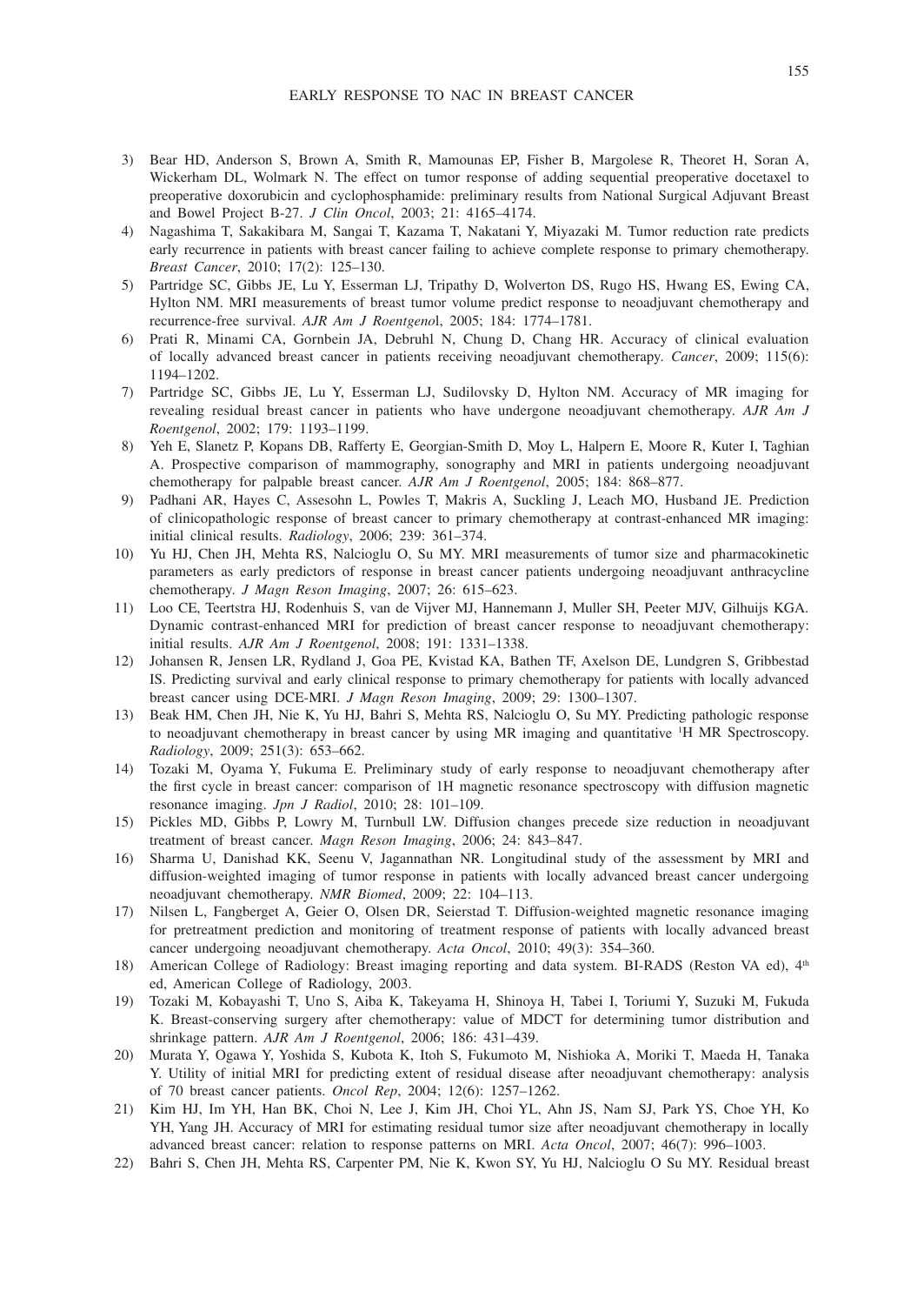3) Bear HD, Anderson S, Brown A, Smith R, Mamounas EP, Fisher B, Margolese R, Theoret H, Soran A, Wickerham DL, Wolmark N. The effect on tumor response of adding sequential preoperative docetaxel to preoperative doxorubicin and cyclophosphamide: preliminary results from National Surgical Adjuvant Breast and Bowel Project B-27. *J Clin Oncol*, 2003; 21: 4165–4174.
4) Nagashima T, Sakakibara M, Sangai T, Kazama T, Nakatani Y, Miyazaki M. Tumor reduction rate predicts early recurrence in patients with breast cancer failing to achieve complete response to primary chemotherapy. *Breast Cancer*, 2010; 17(2): 125–130.
5) Partridge SC, Gibbs JE, Lu Y, Esserman LJ, Tripathy D, Wolverton DS, Rugo HS, Hwang ES, Ewing CA, Hylton NM. MRI measurements of breast tumor volume predict response to neoadjuvant chemotherapy and recurrence-free survival. *AJR Am J Roentgeno*l, 2005; 184: 1774–1781.
6) Prati R, Minami CA, Gornbein JA, Debruhl N, Chung D, Chang HR. Accuracy of clinical evaluation of locally advanced breast cancer in patients receiving neoadjuvant chemotherapy. *Cancer*, 2009; 115(6): 1194–1202.
7) Partridge SC, Gibbs JE, Lu Y, Esserman LJ, Sudilovsky D, Hylton NM. Accuracy of MR imaging for revealing residual breast cancer in patients who have undergone neoadjuvant chemotherapy. *AJR Am J Roentgenol*, 2002; 179: 1193–1199.
8) Yeh E, Slanetz P, Kopans DB, Rafferty E, Georgian-Smith D, Moy L, Halpern E, Moore R, Kuter I, Taghian A. Prospective comparison of mammography, sonography and MRI in patients undergoing neoadjuvant chemotherapy for palpable breast cancer. *AJR Am J Roentgenol*, 2005; 184: 868–877.
9) Padhani AR, Hayes C, Assesohn L, Powles T, Makris A, Suckling J, Leach MO, Husband JE. Prediction of clinicopathologic response of breast cancer to primary chemotherapy at contrast-enhanced MR imaging: initial clinical results. *Radiology*, 2006; 239: 361–374.
10) Yu HJ, Chen JH, Mehta RS, Nalcioglu O, Su MY. MRI measurements of tumor size and pharmacokinetic parameters as early predictors of response in breast cancer patients undergoing neoadjuvant anthracycline chemotherapy. *J Magn Reson Imaging*, 2007; 26: 615–623.
11) Loo CE, Teertstra HJ, Rodenhuis S, van de Vijver MJ, Hannemann J, Muller SH, Peeter MJV, Gilhuijs KGA. Dynamic contrast-enhanced MRI for prediction of breast cancer response to neoadjuvant chemotherapy: initial results. *AJR Am J Roentgenol*, 2008; 191: 1331–1338.
12) Johansen R, Jensen LR, Rydland J, Goa PE, Kvistad KA, Bathen TF, Axelson DE, Lundgren S, Gribbestad IS. Predicting survival and early clinical response to primary chemotherapy for patients with locally advanced breast cancer using DCE-MRI. *J Magn Reson Imaging*, 2009; 29: 1300–1307.
13) Beak HM, Chen JH, Nie K, Yu HJ, Bahri S, Mehta RS, Nalcioglu O, Su MY. Predicting pathologic response to neoadjuvant chemotherapy in breast cancer by using MR imaging and quantitative $^{1}$H MR Spectroscopy. *Radiology*, 2009; 251(3): 653–662.
14) Tozaki M, Oyama Y, Fukuma E. Preliminary study of early response to neoadjuvant chemotherapy after the first cycle in breast cancer: comparison of 1H magnetic resonance spectroscopy with diffusion magnetic resonance imaging. *Jpn J Radiol*, 2010; 28: 101–109.
15) Pickles MD, Gibbs P, Lowry M, Turnbull LW. Diffusion changes precede size reduction in neoadjuvant treatment of breast cancer. *Magn Reson Imaging*, 2006; 24: 843–847.
16) Sharma U, Danishad KK, Seenu V, Jagannathan NR. Longitudinal study of the assessment by MRI and diffusion-weighted imaging of tumor response in patients with locally advanced breast cancer undergoing neoadjuvant chemotherapy. *NMR Biomed*, 2009; 22: 104–113.
17) Nilsen L, Fangberget A, Geier O, Olsen DR, Seierstad T. Diffusion-weighted magnetic resonance imaging for pretreatment prediction and monitoring of treatment response of patients with locally advanced breast cancer undergoing neoadjuvant chemotherapy. *Acta Oncol*, 2010; 49(3): 354–360.
18) American College of Radiology: Breast imaging reporting and data system. BI-RADS (Reston VA ed), 4th ed, American College of Radiology, 2003.
19) Tozaki M, Kobayashi T, Uno S, Aiba K, Takeyama H, Shinoya H, Tabei I, Toriumi Y, Suzuki M, Fukuda K. Breast-conserving surgery after chemotherapy: value of MDCT for determining tumor distribution and shrinkage pattern. *AJR Am J Roentgenol*, 2006; 186: 431–439.
20) Murata Y, Ogawa Y, Yoshida S, Kubota K, Itoh S, Fukumoto M, Nishioka A, Moriki T, Maeda H, Tanaka Y. Utility of initial MRI for predicting extent of residual disease after neoadjuvant chemotherapy: analysis of 70 breast cancer patients. *Oncol Rep*, 2004; 12(6): 1257–1262.
21) Kim HJ, Im YH, Han BK, Choi N, Lee J, Kim JH, Choi YL, Ahn JS, Nam SJ, Park YS, Choe YH, Ko YH, Yang JH. Accuracy of MRI for estimating residual tumor size after neoadjuvant chemotherapy in locally advanced breast cancer: relation to response patterns on MRI. *Acta Oncol*, 2007; 46(7): 996–1003.
22) Bahri S, Chen JH, Mehta RS, Carpenter PM, Nie K, Kwon SY, Yu HJ, Nalcioglu O Su MY. Residual breast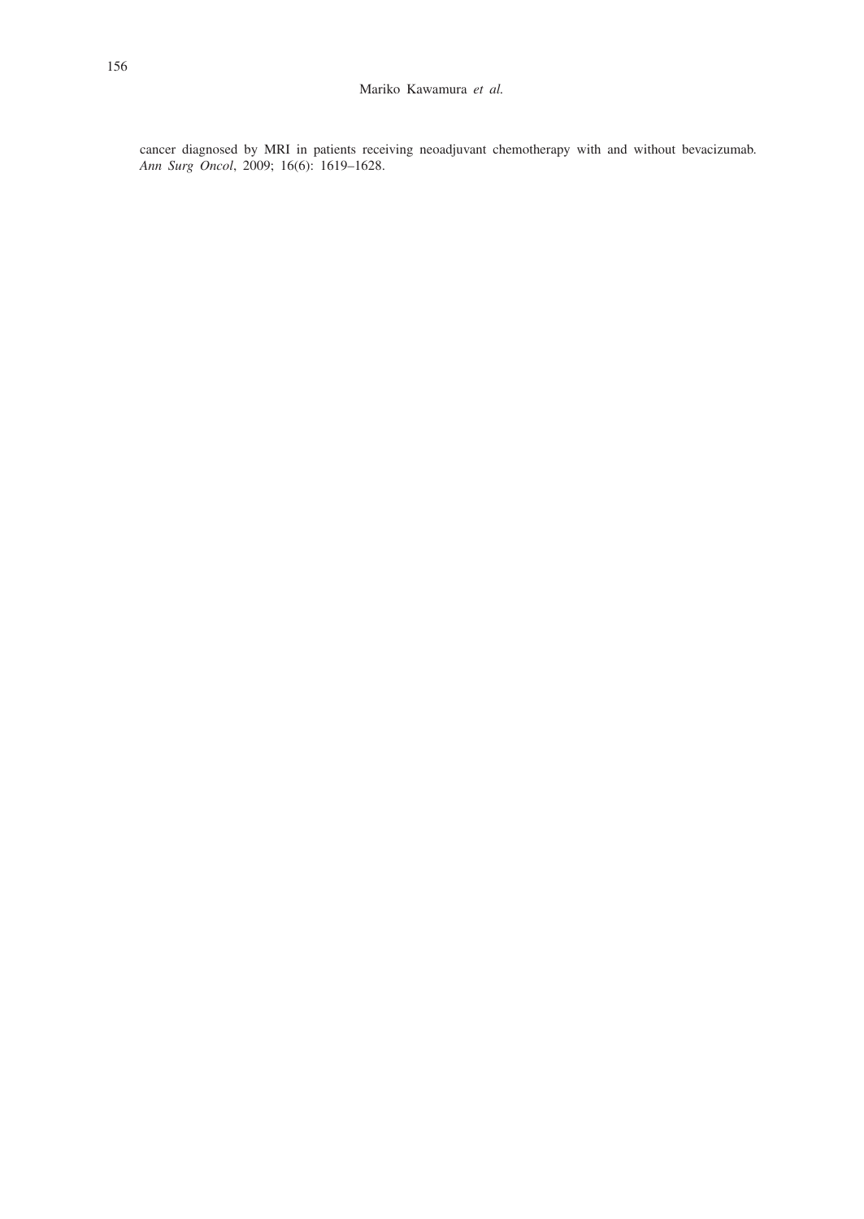cancer diagnosed by MRI in patients receiving neoadjuvant chemotherapy with and without bevacizumab. *Ann Surg Oncol*, 2009; 16(6): 1619–1628.